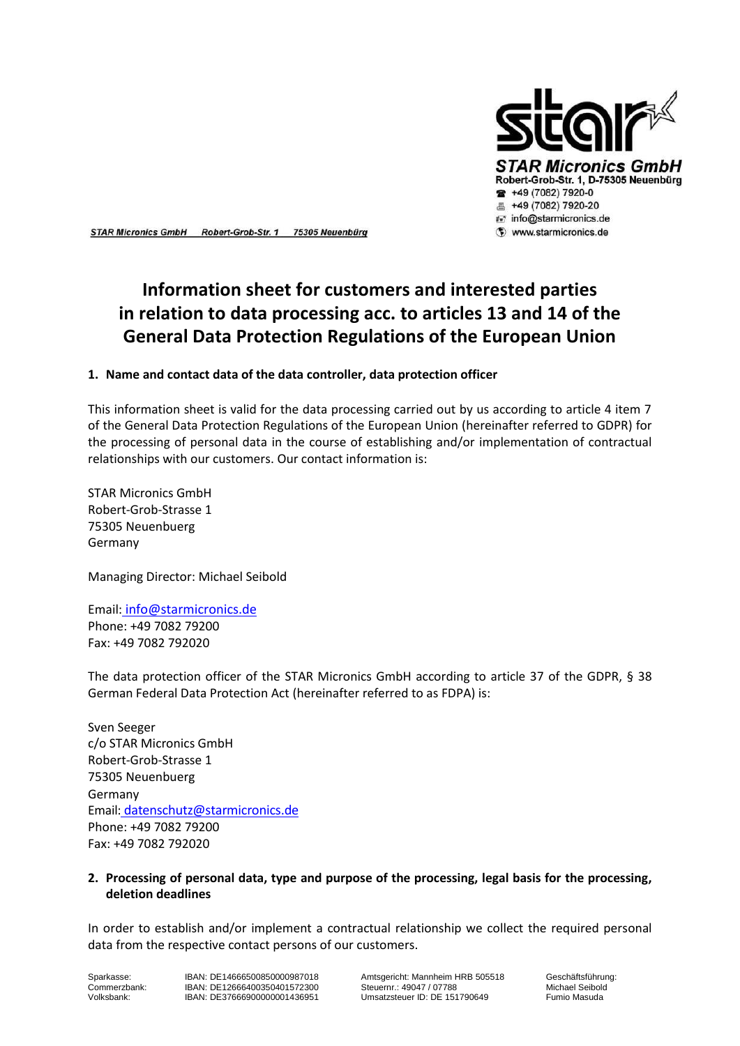STAR Micronics GmbH
Robert-Grob-Str. 1, D-75305 Neuenbürg
+49 (7082) 7920-0
+49 (7082) 7920-20
info@starmicronics.de
www.starmicronics.de

STAR Micronics GmbH Robert-Grob-Str. 1 75305 Neuenbürg

# Information sheet for customers and interested parties in relation to data processing acc. to articles 13 and 14 of the General Data Protection Regulations of the European Union

## 1. Name and contact data of the data controller, data protection officer

This information sheet is valid for the data processing carried out by us according to article 4 item 7 of the General Data Protection Regulations of the European Union (hereinafter referred to GDPR) for the processing of personal data in the course of establishing and/or implementation of contractual relationships with our customers. Our contact information is:

STAR Micronics GmbH
Robert-Grob-Strasse 1
75305 Neuenbuerg
Germany

Managing Director: Michael Seibold

Email: info@starmicronics.de
Phone: +49 7082 79200
Fax: +49 7082 792020

The data protection officer of the STAR Micronics GmbH according to article 37 of the GDPR, § 38 German Federal Data Protection Act (hereinafter referred to as FDPA) is:

Sven Seeger
c/o STAR Micronics GmbH
Robert-Grob-Strasse 1
75305 Neuenbuerg
Germany
Email: datenschutz@starmicronics.de
Phone: +49 7082 79200
Fax: +49 7082 792020

## 2. Processing of personal data, type and purpose of the processing, legal basis for the processing, deletion deadlines

In order to establish and/or implement a contractual relationship we collect the required personal data from the respective contact persons of our customers.

| | | | |
|---|---|---|---|
| Sparkasse: | IBAN: DE14666500850000987018 | Amtsgericht: Mannheim HRB 505518 | Geschäftsführung: |
| Commerzbank: | IBAN: DE12666400350401572300 | Steuernr.: 49047 / 07788 | Michael Seibold |
| Volksbank: | IBAN: DE37666900000001436951 | Umsatzsteuer ID: DE 151790649 | Fumio Masuda |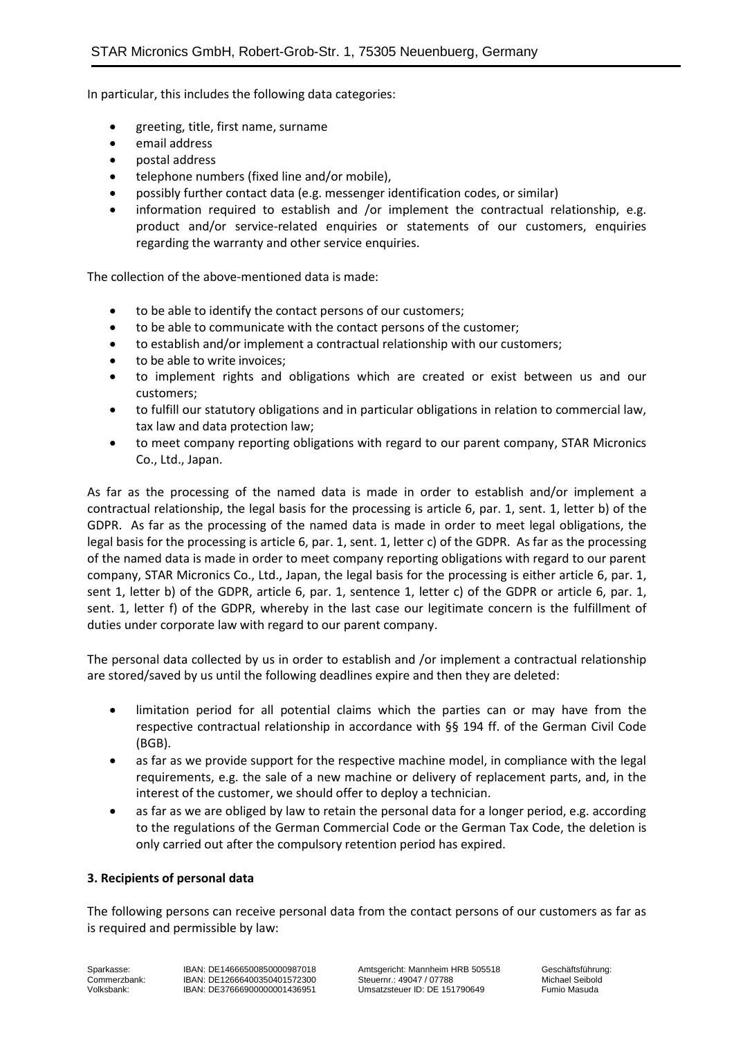In particular, this includes the following data categories:

- greeting, title, first name, surname
- email address
- postal address
- telephone numbers (fixed line and/or mobile),
- possibly further contact data (e.g. messenger identification codes, or similar)
- information required to establish and /or implement the contractual relationship, e.g. product and/or service-related enquiries or statements of our customers, enquiries regarding the warranty and other service enquiries.

The collection of the above-mentioned data is made:

- to be able to identify the contact persons of our customers;
- to be able to communicate with the contact persons of the customer;
- to establish and/or implement a contractual relationship with our customers;
- to be able to write invoices;
- to implement rights and obligations which are created or exist between us and our customers;
- to fulfill our statutory obligations and in particular obligations in relation to commercial law, tax law and data protection law;
- to meet company reporting obligations with regard to our parent company, STAR Micronics Co., Ltd., Japan.

As far as the processing of the named data is made in order to establish and/or implement a contractual relationship, the legal basis for the processing is article 6, par. 1, sent. 1, letter b) of the GDPR. As far as the processing of the named data is made in order to meet legal obligations, the legal basis for the processing is article 6, par. 1, sent. 1, letter c) of the GDPR. As far as the processing of the named data is made in order to meet company reporting obligations with regard to our parent company, STAR Micronics Co., Ltd., Japan, the legal basis for the processing is either article 6, par. 1, sent 1, letter b) of the GDPR, article 6, par. 1, sentence 1, letter c) of the GDPR or article 6, par. 1, sent. 1, letter f) of the GDPR, whereby in the last case our legitimate concern is the fulfillment of duties under corporate law with regard to our parent company.

The personal data collected by us in order to establish and /or implement a contractual relationship are stored/saved by us until the following deadlines expire and then they are deleted:

- limitation period for all potential claims which the parties can or may have from the respective contractual relationship in accordance with §§ 194 ff. of the German Civil Code (BGB).
- as far as we provide support for the respective machine model, in compliance with the legal requirements, e.g. the sale of a new machine or delivery of replacement parts, and, in the interest of the customer, we should offer to deploy a technician.
- as far as we are obliged by law to retain the personal data for a longer period, e.g. according to the regulations of the German Commercial Code or the German Tax Code, the deletion is only carried out after the compulsory retention period has expired.

**3. Recipients of personal data**

The following persons can receive personal data from the contact persons of our customers as far as is required and permissible by law: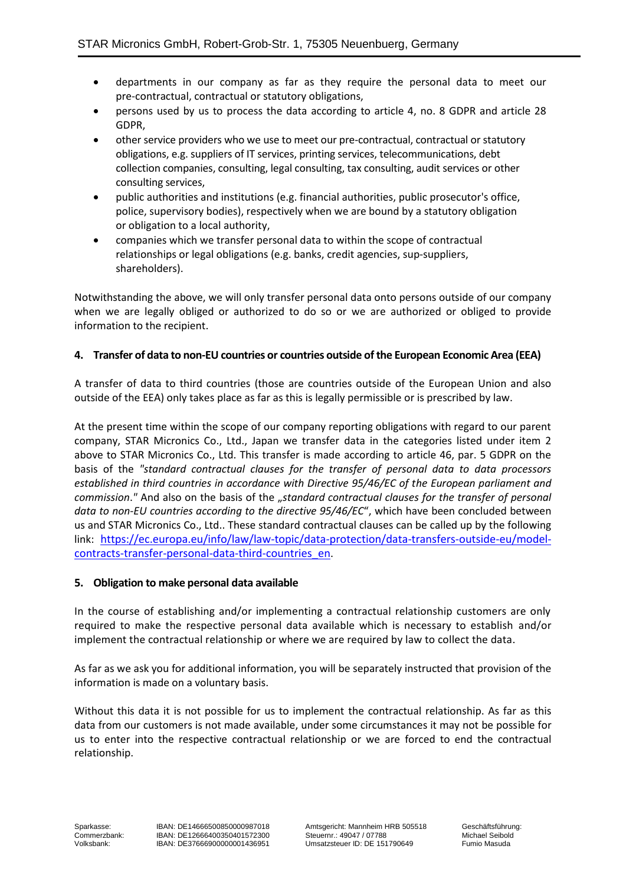- departments in our company as far as they require the personal data to meet our pre-contractual, contractual or statutory obligations,
- persons used by us to process the data according to article 4, no. 8 GDPR and article 28 GDPR,
- other service providers who we use to meet our pre-contractual, contractual or statutory obligations, e.g. suppliers of IT services, printing services, telecommunications, debt collection companies, consulting, legal consulting, tax consulting, audit services or other consulting services,
- public authorities and institutions (e.g. financial authorities, public prosecutor's office, police, supervisory bodies), respectively when we are bound by a statutory obligation or obligation to a local authority,
- companies which we transfer personal data to within the scope of contractual relationships or legal obligations (e.g. banks, credit agencies, sup-suppliers, shareholders).

Notwithstanding the above, we will only transfer personal data onto persons outside of our company when we are legally obliged or authorized to do so or we are authorized or obliged to provide information to the recipient.

## 4. Transfer of data to non-EU countries or countries outside of the European Economic Area (EEA)

A transfer of data to third countries (those are countries outside of the European Union and also outside of the EEA) only takes place as far as this is legally permissible or is prescribed by law.

At the present time within the scope of our company reporting obligations with regard to our parent company, STAR Micronics Co., Ltd., Japan we transfer data in the categories listed under item 2 above to STAR Micronics Co., Ltd. This transfer is made according to article 46, par. 5 GDPR on the basis of the *"standard contractual clauses for the transfer of personal data to data processors established in third countries in accordance with Directive 95/46/EC of the European parliament and commission."* And also on the basis of the *„standard contractual clauses for the transfer of personal data to non-EU countries according to the directive 95/46/EC"*, which have been concluded between us and STAR Micronics Co., Ltd.. These standard contractual clauses can be called up by the following link: [https://ec.europa.eu/info/law/law-topic/data-protection/data-transfers-outside-eu/model-contracts-transfer-personal-data-third-countries_en](https://ec.europa.eu/info/law/law-topic/data-protection/data-transfers-outside-eu/model-contracts-transfer-personal-data-third-countries_en).

## 5. Obligation to make personal data available

In the course of establishing and/or implementing a contractual relationship customers are only required to make the respective personal data available which is necessary to establish and/or implement the contractual relationship or where we are required by law to collect the data.

As far as we ask you for additional information, you will be separately instructed that provision of the information is made on a voluntary basis.

Without this data it is not possible for us to implement the contractual relationship. As far as this data from our customers is not made available, under some circumstances it may not be possible for us to enter into the respective contractual relationship or we are forced to end the contractual relationship.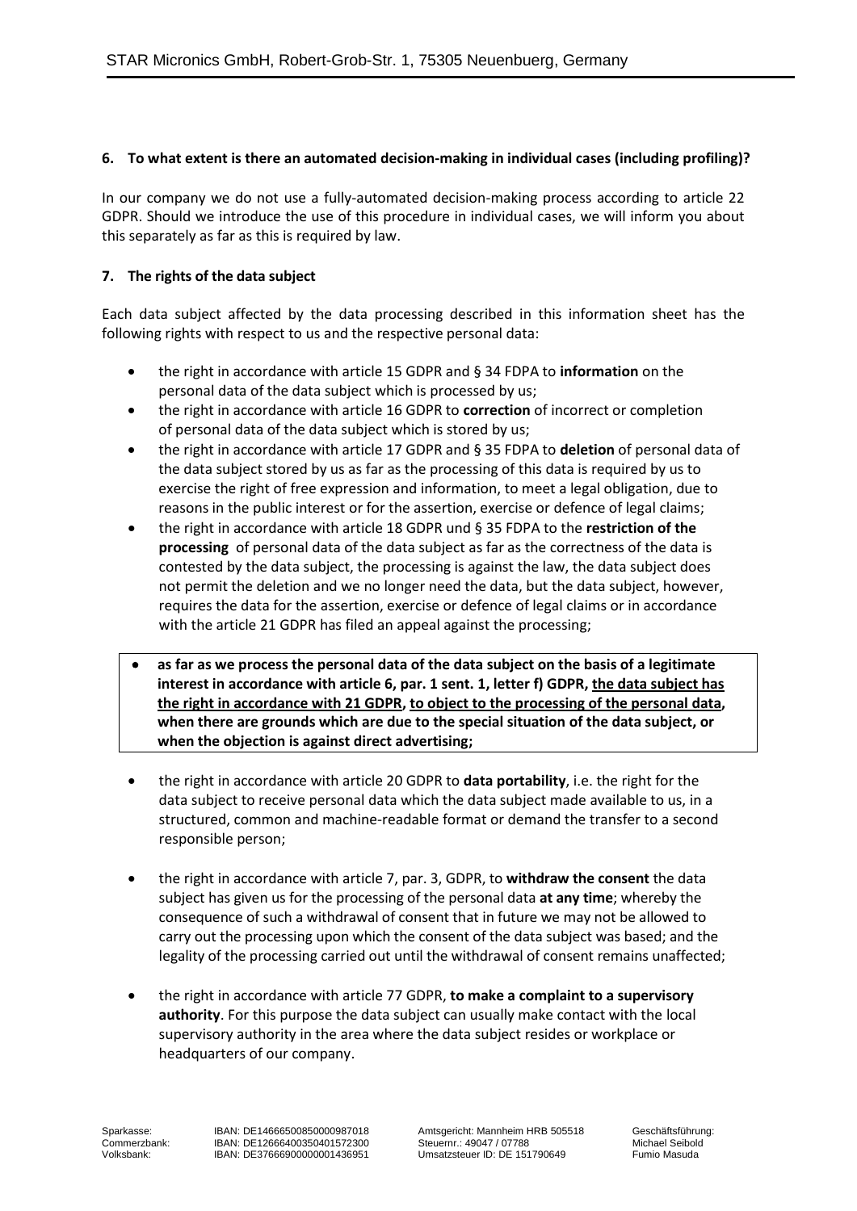**6. To what extent is there an automated decision-making in individual cases (including profiling)?**

In our company we do not use a fully-automated decision-making process according to article 22 GDPR. Should we introduce the use of this procedure in individual cases, we will inform you about this separately as far as this is required by law.

**7. The rights of the data subject**

Each data subject affected by the data processing described in this information sheet has the following rights with respect to us and the respective personal data:

- the right in accordance with article 15 GDPR and § 34 FDPA to **information** on the personal data of the data subject which is processed by us;
- the right in accordance with article 16 GDPR to **correction** of incorrect or completion of personal data of the data subject which is stored by us;
- the right in accordance with article 17 GDPR and § 35 FDPA to **deletion** of personal data of the data subject stored by us as far as the processing of this data is required by us to exercise the right of free expression and information, to meet a legal obligation, due to reasons in the public interest or for the assertion, exercise or defence of legal claims;
- the right in accordance with article 18 GDPR und § 35 FDPA to the **restriction of the processing** of personal data of the data subject as far as the correctness of the data is contested by the data subject, the processing is against the law, the data subject does not permit the deletion and we no longer need the data, but the data subject, however, requires the data for the assertion, exercise or defence of legal claims or in accordance with the article 21 GDPR has filed an appeal against the processing;
- **as far as we process the personal data of the data subject on the basis of a legitimate interest in accordance with article 6, par. 1 sent. 1, letter f) GDPR, <u>the data subject has the right in accordance with 21 GDPR</u>, <u>to object to the processing of the personal data</u>, when there are grounds which are due to the special situation of the data subject, or when the objection is against direct advertising;**
- the right in accordance with article 20 GDPR to **data portability**, i.e. the right for the data subject to receive personal data which the data subject made available to us, in a structured, common and machine-readable format or demand the transfer to a second responsible person;
- the right in accordance with article 7, par. 3, GDPR, to **withdraw the consent** the data subject has given us for the processing of the personal data **at any time**; whereby the consequence of such a withdrawal of consent that in future we may not be allowed to carry out the processing upon which the consent of the data subject was based; and the legality of the processing carried out until the withdrawal of consent remains unaffected;
- the right in accordance with article 77 GDPR, **to make a complaint to a supervisory authority**. For this purpose the data subject can usually make contact with the local supervisory authority in the area where the data subject resides or workplace or headquarters of our company.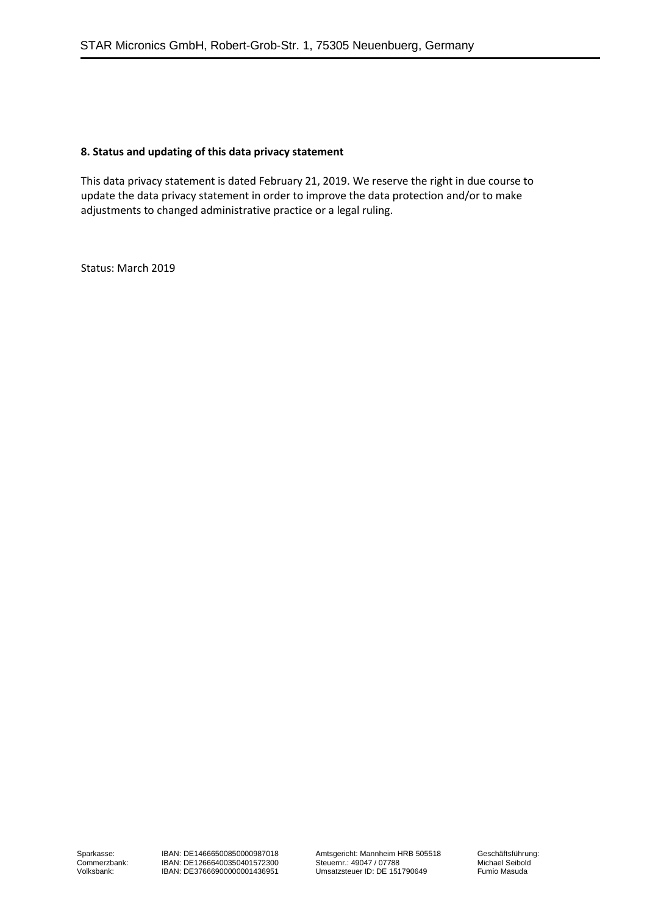**8. Status and updating of this data privacy statement**

This data privacy statement is dated February 21, 2019. We reserve the right in due course to update the data privacy statement in order to improve the data protection and/or to make adjustments to changed administrative practice or a legal ruling.

Status: March 2019